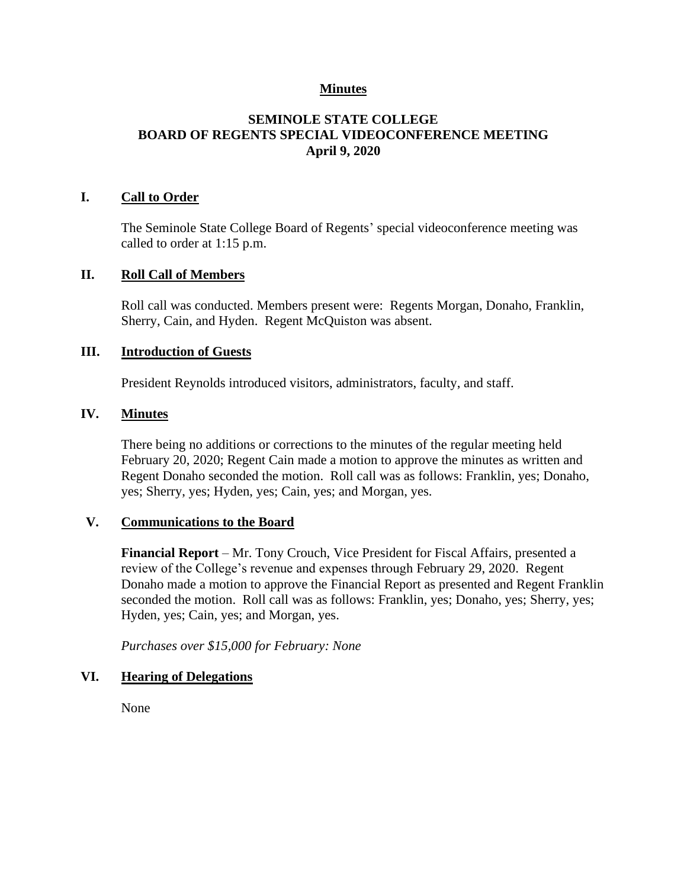**Minutes**

# SEMINOLE STATE COLLEGE
# BOARD OF REGENTS SPECIAL VIDEOCONFERENCE MEETING
# April 9, 2020

## I. Call to Order

The Seminole State College Board of Regents' special videoconference meeting was called to order at 1:15 p.m.

## II. Roll Call of Members

Roll call was conducted. Members present were: Regents Morgan, Donaho, Franklin, Sherry, Cain, and Hyden. Regent McQuiston was absent.

## III. Introduction of Guests

President Reynolds introduced visitors, administrators, faculty, and staff.

## IV. Minutes

There being no additions or corrections to the minutes of the regular meeting held February 20, 2020; Regent Cain made a motion to approve the minutes as written and Regent Donaho seconded the motion. Roll call was as follows: Franklin, yes; Donaho, yes; Sherry, yes; Hyden, yes; Cain, yes; and Morgan, yes.

## V. Communications to the Board

**Financial Report** – Mr. Tony Crouch, Vice President for Fiscal Affairs, presented a review of the College's revenue and expenses through February 29, 2020. Regent Donaho made a motion to approve the Financial Report as presented and Regent Franklin seconded the motion. Roll call was as follows: Franklin, yes; Donaho, yes; Sherry, yes; Hyden, yes; Cain, yes; and Morgan, yes.

*Purchases over $15,000 for February: None*

## VI. Hearing of Delegations

None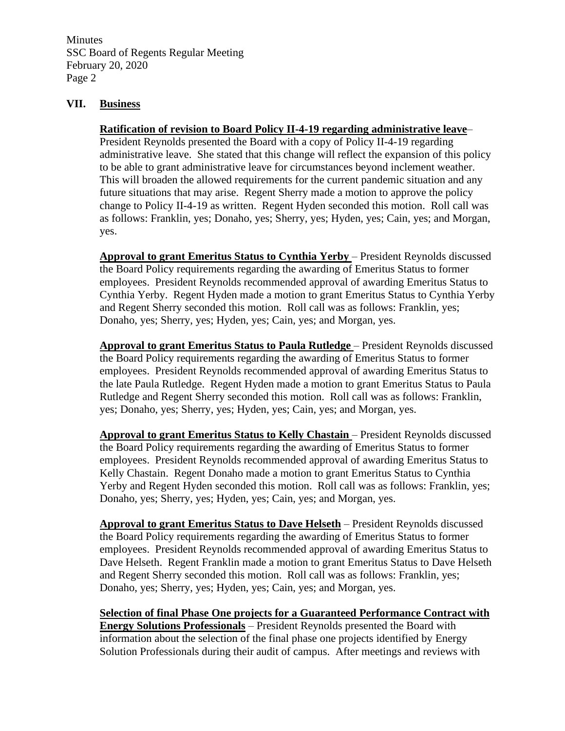## VII. Business

**Ratification of revision to Board Policy II-4-19 regarding administrative leave**– President Reynolds presented the Board with a copy of Policy II-4-19 regarding administrative leave. She stated that this change will reflect the expansion of this policy to be able to grant administrative leave for circumstances beyond inclement weather. This will broaden the allowed requirements for the current pandemic situation and any future situations that may arise. Regent Sherry made a motion to approve the policy change to Policy II-4-19 as written. Regent Hyden seconded this motion. Roll call was as follows: Franklin, yes; Donaho, yes; Sherry, yes; Hyden, yes; Cain, yes; and Morgan, yes.

**Approval to grant Emeritus Status to Cynthia Yerby** – President Reynolds discussed the Board Policy requirements regarding the awarding of Emeritus Status to former employees. President Reynolds recommended approval of awarding Emeritus Status to Cynthia Yerby. Regent Hyden made a motion to grant Emeritus Status to Cynthia Yerby and Regent Sherry seconded this motion. Roll call was as follows: Franklin, yes; Donaho, yes; Sherry, yes; Hyden, yes; Cain, yes; and Morgan, yes.

**Approval to grant Emeritus Status to Paula Rutledge** – President Reynolds discussed the Board Policy requirements regarding the awarding of Emeritus Status to former employees. President Reynolds recommended approval of awarding Emeritus Status to the late Paula Rutledge. Regent Hyden made a motion to grant Emeritus Status to Paula Rutledge and Regent Sherry seconded this motion. Roll call was as follows: Franklin, yes; Donaho, yes; Sherry, yes; Hyden, yes; Cain, yes; and Morgan, yes.

**Approval to grant Emeritus Status to Kelly Chastain** – President Reynolds discussed the Board Policy requirements regarding the awarding of Emeritus Status to former employees. President Reynolds recommended approval of awarding Emeritus Status to Kelly Chastain. Regent Donaho made a motion to grant Emeritus Status to Cynthia Yerby and Regent Hyden seconded this motion. Roll call was as follows: Franklin, yes; Donaho, yes; Sherry, yes; Hyden, yes; Cain, yes; and Morgan, yes.

**Approval to grant Emeritus Status to Dave Helseth** – President Reynolds discussed the Board Policy requirements regarding the awarding of Emeritus Status to former employees. President Reynolds recommended approval of awarding Emeritus Status to Dave Helseth. Regent Franklin made a motion to grant Emeritus Status to Dave Helseth and Regent Sherry seconded this motion. Roll call was as follows: Franklin, yes; Donaho, yes; Sherry, yes; Hyden, yes; Cain, yes; and Morgan, yes.

**Selection of final Phase One projects for a Guaranteed Performance Contract with Energy Solutions Professionals** – President Reynolds presented the Board with information about the selection of the final phase one projects identified by Energy Solution Professionals during their audit of campus. After meetings and reviews with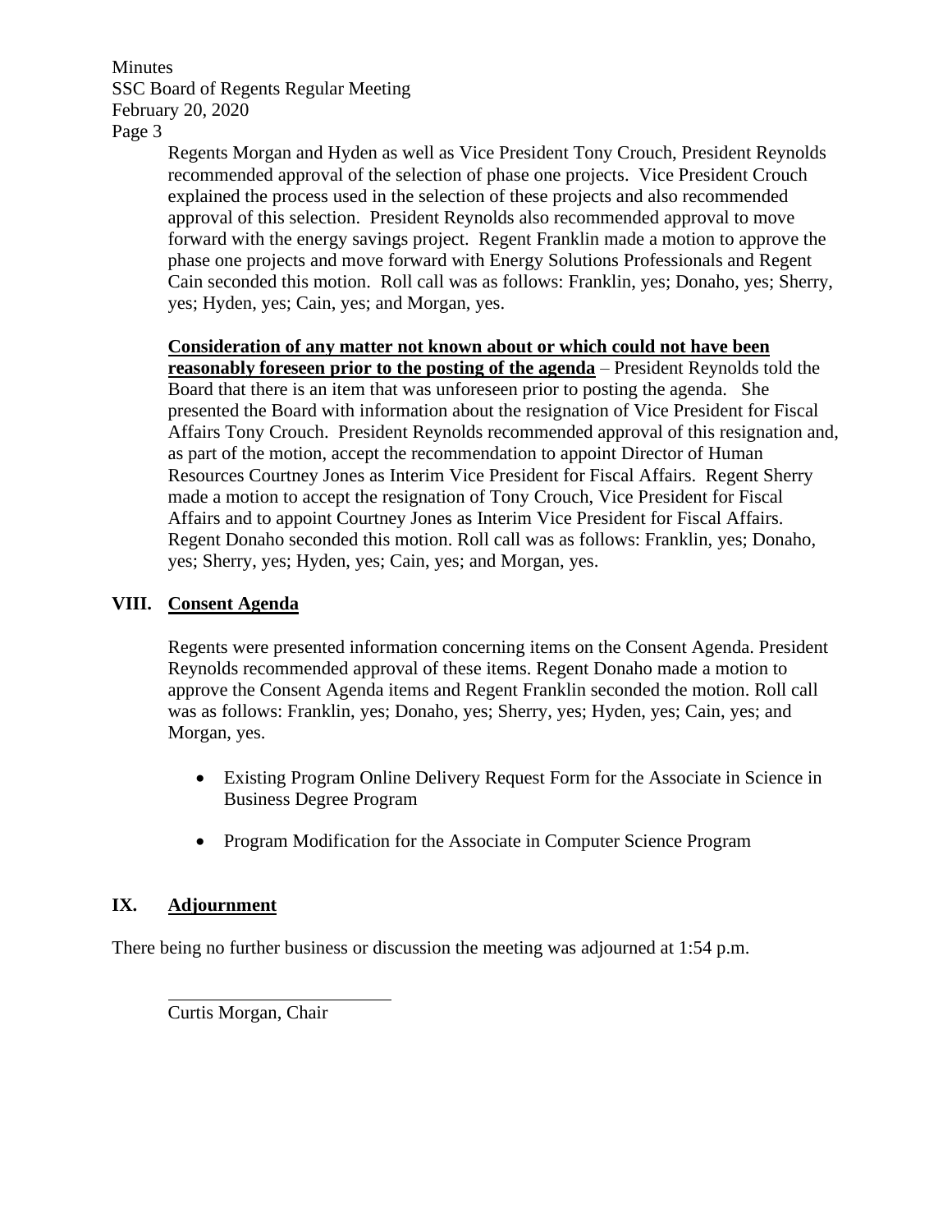Regents Morgan and Hyden as well as Vice President Tony Crouch, President Reynolds recommended approval of the selection of phase one projects. Vice President Crouch explained the process used in the selection of these projects and also recommended approval of this selection. President Reynolds also recommended approval to move forward with the energy savings project. Regent Franklin made a motion to approve the phase one projects and move forward with Energy Solutions Professionals and Regent Cain seconded this motion. Roll call was as follows: Franklin, yes; Donaho, yes; Sherry, yes; Hyden, yes; Cain, yes; and Morgan, yes.

**Consideration of any matter not known about or which could not have been reasonably foreseen prior to the posting of the agenda** – President Reynolds told the Board that there is an item that was unforeseen prior to posting the agenda. She presented the Board with information about the resignation of Vice President for Fiscal Affairs Tony Crouch. President Reynolds recommended approval of this resignation and, as part of the motion, accept the recommendation to appoint Director of Human Resources Courtney Jones as Interim Vice President for Fiscal Affairs. Regent Sherry made a motion to accept the resignation of Tony Crouch, Vice President for Fiscal Affairs and to appoint Courtney Jones as Interim Vice President for Fiscal Affairs. Regent Donaho seconded this motion. Roll call was as follows: Franklin, yes; Donaho, yes; Sherry, yes; Hyden, yes; Cain, yes; and Morgan, yes.

## VIII. Consent Agenda

Regents were presented information concerning items on the Consent Agenda. President Reynolds recommended approval of these items. Regent Donaho made a motion to approve the Consent Agenda items and Regent Franklin seconded the motion. Roll call was as follows: Franklin, yes; Donaho, yes; Sherry, yes; Hyden, yes; Cain, yes; and Morgan, yes.

- Existing Program Online Delivery Request Form for the Associate in Science in Business Degree Program
- Program Modification for the Associate in Computer Science Program

## IX. Adjournment

There being no further business or discussion the meeting was adjourned at 1:54 p.m.

Curtis Morgan, Chair